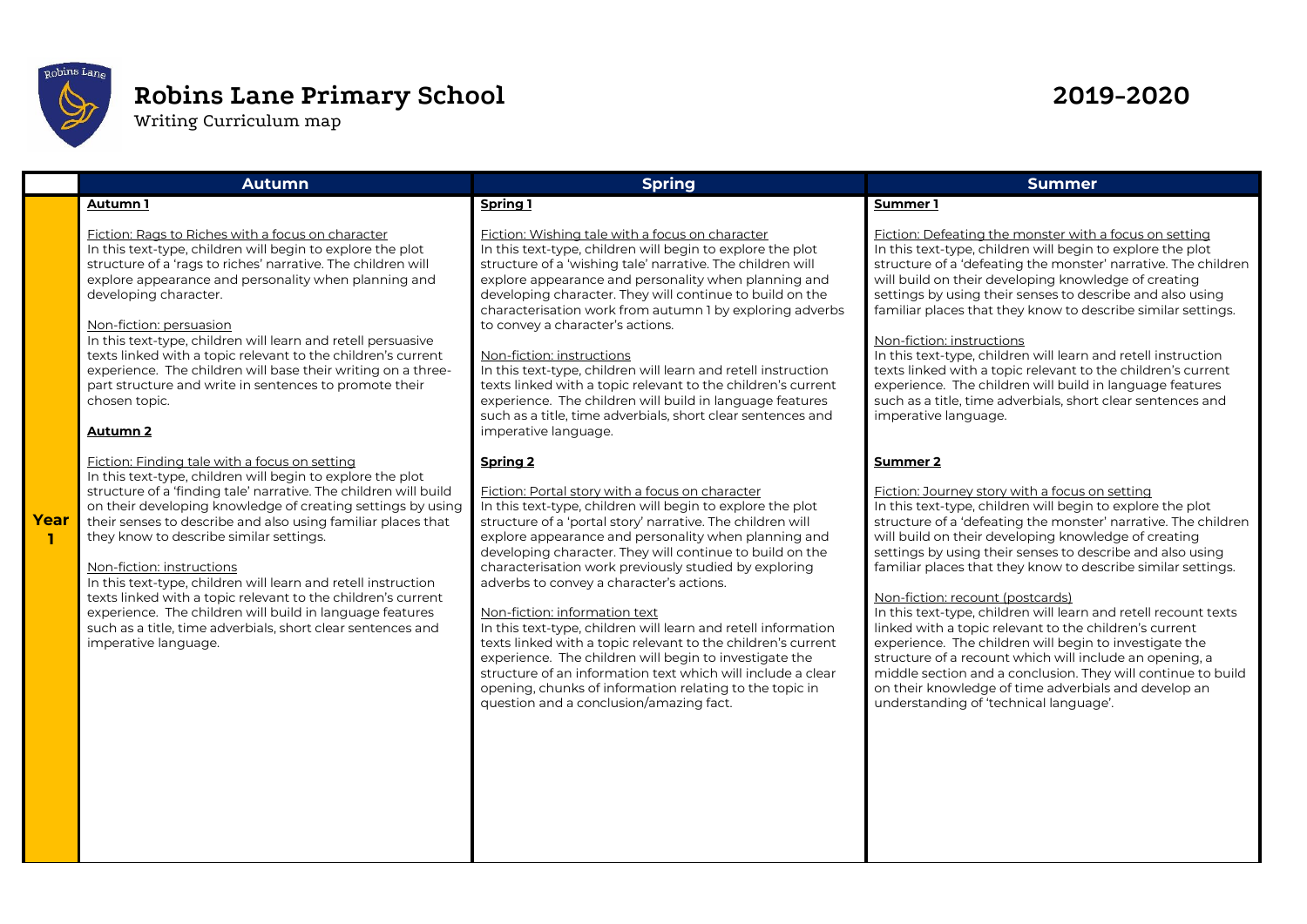# Robins Lane Primary School

Writing Curriculum map

**2019-2020**

| | Autumn | Spring | Summer |
|---|---|---|---|
| **Year 1** | **Autumn 1**<br><br>Fiction: Rags to Riches with a focus on character<br>In this text-type, children will begin to explore the plot structure of a 'rags to riches' narrative. The children will explore appearance and personality when planning and developing character.<br><br>Non-fiction: persuasion<br>In this text-type, children will learn and retell persuasive texts linked with a topic relevant to the children's current experience. The children will base their writing on a three-part structure and write in sentences to promote their chosen topic.<br><br>**Autumn 2**<br><br>Fiction: Finding tale with a focus on setting<br>In this text-type, children will begin to explore the plot structure of a 'finding tale' narrative. The children will build on their developing knowledge of creating settings by using their senses to describe and also using familiar places that they know to describe similar settings.<br><br>Non-fiction: instructions<br>In this text-type, children will learn and retell instruction texts linked with a topic relevant to the children's current experience. The children will build in language features such as a title, time adverbials, short clear sentences and imperative language. | **Spring 1**<br><br>Fiction: Wishing tale with a focus on character<br>In this text-type, children will begin to explore the plot structure of a 'wishing tale' narrative. The children will explore appearance and personality when planning and developing character. They will continue to build on the characterisation work from autumn 1 by exploring adverbs to convey a character's actions.<br><br>Non-fiction: instructions<br>In this text-type, children will learn and retell instruction texts linked with a topic relevant to the children's current experience. The children will build in language features such as a title, time adverbials, short clear sentences and imperative language.<br><br>**Spring 2**<br><br>Fiction: Portal story with a focus on character<br>In this text-type, children will begin to explore the plot structure of a 'portal story' narrative. The children will explore appearance and personality when planning and developing character. They will continue to build on the characterisation work previously studied by exploring adverbs to convey a character's actions.<br><br>Non-fiction: information text<br>In this text-type, children will learn and retell information texts linked with a topic relevant to the children's current experience. The children will begin to investigate the structure of an information text which will include a clear opening, chunks of information relating to the topic in question and a conclusion/amazing fact. | **Summer 1**<br><br>Fiction: Defeating the monster with a focus on setting<br>In this text-type, children will begin to explore the plot structure of a 'defeating the monster' narrative. The children will build on their developing knowledge of creating settings by using their senses to describe and also using familiar places that they know to describe similar settings.<br><br>Non-fiction: instructions<br>In this text-type, children will learn and retell instruction texts linked with a topic relevant to the children's current experience. The children will build in language features such as a title, time adverbials, short clear sentences and imperative language.<br><br>**Summer 2**<br><br>Fiction: Journey story with a focus on setting<br>In this text-type, children will begin to explore the plot structure of a 'defeating the monster' narrative. The children will build on their developing knowledge of creating settings by using their senses to describe and also using familiar places that they know to describe similar settings.<br><br>Non-fiction: recount (postcards)<br>In this text-type, children will learn and retell recount texts linked with a topic relevant to the children's current experience. The children will begin to investigate the structure of a recount which will include an opening, a middle section and a conclusion. They will continue to build on their knowledge of time adverbials and develop an understanding of 'technical language'. |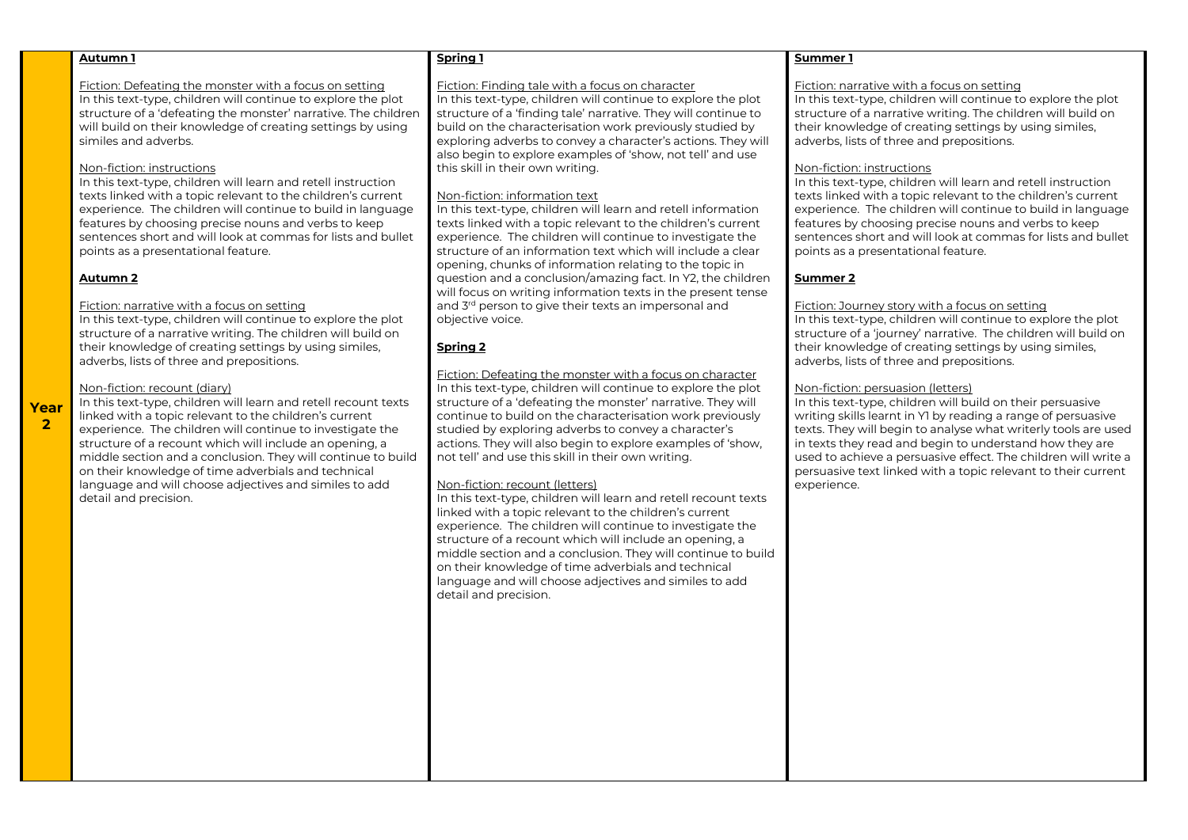## Year 2

### Autumn 1

Fiction: Defeating the monster with a focus on setting
In this text-type, children will continue to explore the plot structure of a 'defeating the monster' narrative. The children will build on their knowledge of creating settings by using similes and adverbs.

Non-fiction: instructions
In this text-type, children will learn and retell instruction texts linked with a topic relevant to the children's current experience. The children will continue to build in language features by choosing precise nouns and verbs to keep sentences short and will look at commas for lists and bullet points as a presentational feature.

### Autumn 2

Fiction: narrative with a focus on setting
In this text-type, children will continue to explore the plot structure of a narrative writing. The children will build on their knowledge of creating settings by using similes, adverbs, lists of three and prepositions.

Non-fiction: recount (diary)
In this text-type, children will learn and retell recount texts linked with a topic relevant to the children's current experience. The children will continue to investigate the structure of a recount which will include an opening, a middle section and a conclusion. They will continue to build on their knowledge of time adverbials and technical language and will choose adjectives and similes to add detail and precision.

### Spring 1

Fiction: Finding tale with a focus on character
In this text-type, children will continue to explore the plot structure of a 'finding tale' narrative. They will continue to build on the characterisation work previously studied by exploring adverbs to convey a character's actions. They will also begin to explore examples of 'show, not tell' and use this skill in their own writing.

Non-fiction: information text
In this text-type, children will learn and retell information texts linked with a topic relevant to the children's current experience. The children will continue to investigate the structure of an information text which will include a clear opening, chunks of information relating to the topic in question and a conclusion/amazing fact. In Y2, the children will focus on writing information texts in the present tense and 3rd person to give their texts an impersonal and objective voice.

### Spring 2

Fiction: Defeating the monster with a focus on character
In this text-type, children will continue to explore the plot structure of a 'defeating the monster' narrative. They will continue to build on the characterisation work previously studied by exploring adverbs to convey a character's actions. They will also begin to explore examples of 'show, not tell' and use this skill in their own writing.

Non-fiction: recount (letters)
In this text-type, children will learn and retell recount texts linked with a topic relevant to the children's current experience. The children will continue to investigate the structure of a recount which will include an opening, a middle section and a conclusion. They will continue to build on their knowledge of time adverbials and technical language and will choose adjectives and similes to add detail and precision.

### Summer 1

Fiction: narrative with a focus on setting
In this text-type, children will continue to explore the plot structure of a narrative writing. The children will build on their knowledge of creating settings by using similes, adverbs, lists of three and prepositions.

Non-fiction: instructions
In this text-type, children will learn and retell instruction texts linked with a topic relevant to the children's current experience. The children will continue to build in language features by choosing precise nouns and verbs to keep sentences short and will look at commas for lists and bullet points as a presentational feature.

### Summer 2

Fiction: Journey story with a focus on setting
In this text-type, children will continue to explore the plot structure of a 'journey' narrative. The children will build on their knowledge of creating settings by using similes, adverbs, lists of three and prepositions.

Non-fiction: persuasion (letters)
In this text-type, children will build on their persuasive writing skills learnt in Y1 by reading a range of persuasive texts. They will begin to analyse what writerly tools are used in texts they read and begin to understand how they are used to achieve a persuasive effect. The children will write a persuasive text linked with a topic relevant to their current experience.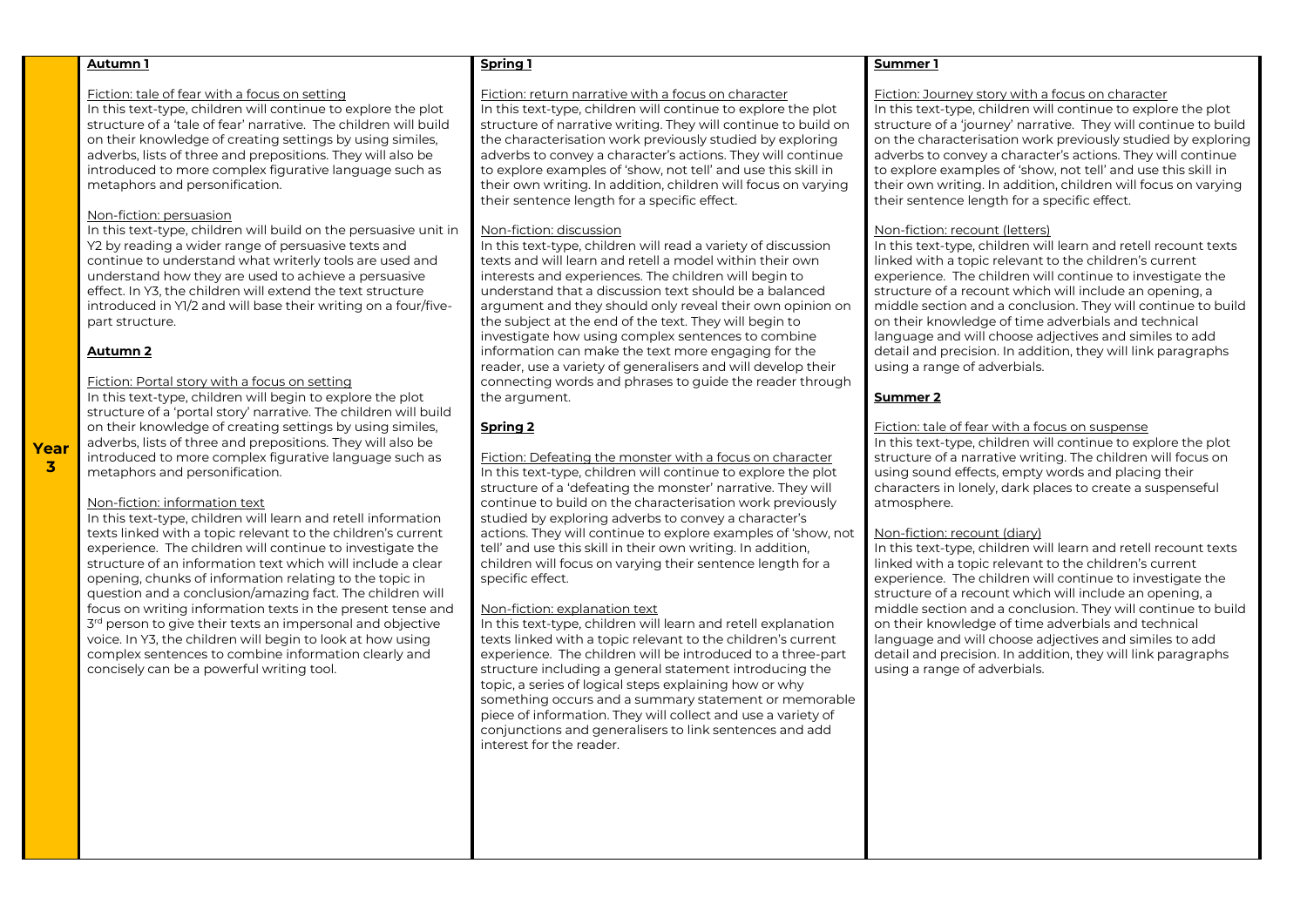## Year 3

### Autumn 1

Fiction: tale of fear with a focus on setting

In this text-type, children will continue to explore the plot structure of a 'tale of fear' narrative. The children will build on their knowledge of creating settings by using similes, adverbs, lists of three and prepositions. They will also be introduced to more complex figurative language such as metaphors and personification.

Non-fiction: persuasion

In this text-type, children will build on the persuasive unit in Y2 by reading a wider range of persuasive texts and continue to understand what writerly tools are used and understand how they are used to achieve a persuasive effect. In Y3, the children will extend the text structure introduced in Y1/2 and will base their writing on a four/five-part structure.

### Autumn 2

Fiction: Portal story with a focus on setting

In this text-type, children will begin to explore the plot structure of a 'portal story' narrative. The children will build on their knowledge of creating settings by using similes, adverbs, lists of three and prepositions. They will also be introduced to more complex figurative language such as metaphors and personification.

Non-fiction: information text

In this text-type, children will learn and retell information texts linked with a topic relevant to the children's current experience. The children will continue to investigate the structure of an information text which will include a clear opening, chunks of information relating to the topic in question and a conclusion/amazing fact. The children will focus on writing information texts in the present tense and 3rd person to give their texts an impersonal and objective voice. In Y3, the children will begin to look at how using complex sentences to combine information clearly and concisely can be a powerful writing tool.

### Spring 1

Fiction: return narrative with a focus on character

In this text-type, children will continue to explore the plot structure of narrative writing. They will continue to build on the characterisation work previously studied by exploring adverbs to convey a character's actions. They will continue to explore examples of 'show, not tell' and use this skill in their own writing. In addition, children will focus on varying their sentence length for a specific effect.

Non-fiction: discussion

In this text-type, children will read a variety of discussion texts and will learn and retell a model within their own interests and experiences. The children will begin to understand that a discussion text should be a balanced argument and they should only reveal their own opinion on the subject at the end of the text. They will begin to investigate how using complex sentences to combine information can make the text more engaging for the reader, use a variety of generalisers and will develop their connecting words and phrases to guide the reader through the argument.

### Spring 2

Fiction: Defeating the monster with a focus on character

In this text-type, children will continue to explore the plot structure of a 'defeating the monster' narrative. They will continue to build on the characterisation work previously studied by exploring adverbs to convey a character's actions. They will continue to explore examples of 'show, not tell' and use this skill in their own writing. In addition, children will focus on varying their sentence length for a specific effect.

Non-fiction: explanation text

In this text-type, children will learn and retell explanation texts linked with a topic relevant to the children's current experience. The children will be introduced to a three-part structure including a general statement introducing the topic, a series of logical steps explaining how or why something occurs and a summary statement or memorable piece of information. They will collect and use a variety of conjunctions and generalisers to link sentences and add interest for the reader.

### Summer 1

Fiction: Journey story with a focus on character

In this text-type, children will continue to explore the plot structure of a 'journey' narrative. They will continue to build on the characterisation work previously studied by exploring adverbs to convey a character's actions. They will continue to explore examples of 'show, not tell' and use this skill in their own writing. In addition, children will focus on varying their sentence length for a specific effect.

Non-fiction: recount (letters)

In this text-type, children will learn and retell recount texts linked with a topic relevant to the children's current experience. The children will continue to investigate the structure of a recount which will include an opening, a middle section and a conclusion. They will continue to build on their knowledge of time adverbials and technical language and will choose adjectives and similes to add detail and precision. In addition, they will link paragraphs using a range of adverbials.

### Summer 2

Fiction: tale of fear with a focus on suspense

In this text-type, children will continue to explore the plot structure of a narrative writing. The children will focus on using sound effects, empty words and placing their characters in lonely, dark places to create a suspenseful atmosphere.

Non-fiction: recount (diary)

In this text-type, children will learn and retell recount texts linked with a topic relevant to the children's current experience. The children will continue to investigate the structure of a recount which will include an opening, a middle section and a conclusion. They will continue to build on their knowledge of time adverbials and technical language and will choose adjectives and similes to add detail and precision. In addition, they will link paragraphs using a range of adverbials.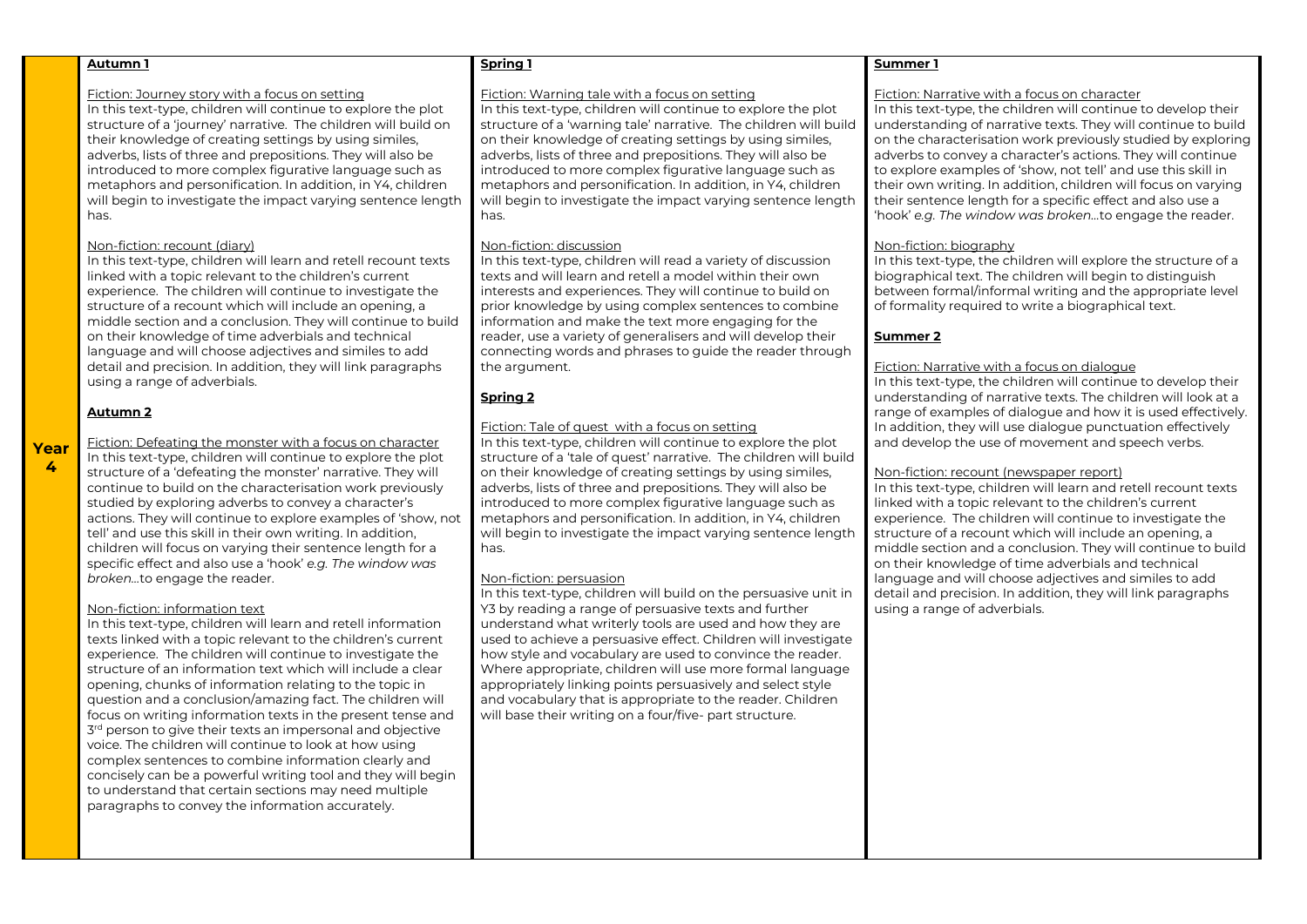## Year 4

### Autumn 1

Fiction: Journey story with a focus on setting

In this text-type, children will continue to explore the plot structure of a 'journey' narrative. The children will build on their knowledge of creating settings by using similes, adverbs, lists of three and prepositions. They will also be introduced to more complex figurative language such as metaphors and personification. In addition, in Y4, children will begin to investigate the impact varying sentence length has.

Non-fiction: recount (diary)

In this text-type, children will learn and retell recount texts linked with a topic relevant to the children's current experience. The children will continue to investigate the structure of a recount which will include an opening, a middle section and a conclusion. They will continue to build on their knowledge of time adverbials and technical language and will choose adjectives and similes to add detail and precision. In addition, they will link paragraphs using a range of adverbials.

### Autumn 2

Fiction: Defeating the monster with a focus on character

In this text-type, children will continue to explore the plot structure of a 'defeating the monster' narrative. They will continue to build on the characterisation work previously studied by exploring adverbs to convey a character's actions. They will continue to explore examples of 'show, not tell' and use this skill in their own writing. In addition, children will focus on varying their sentence length for a specific effect and also use a 'hook' *e.g. The window was broken…*to engage the reader.

Non-fiction: information text

In this text-type, children will learn and retell information texts linked with a topic relevant to the children's current experience. The children will continue to investigate the structure of an information text which will include a clear opening, chunks of information relating to the topic in question and a conclusion/amazing fact. The children will focus on writing information texts in the present tense and 3rd person to give their texts an impersonal and objective voice. The children will continue to look at how using complex sentences to combine information clearly and concisely can be a powerful writing tool and they will begin to understand that certain sections may need multiple paragraphs to convey the information accurately.

### Spring 1

Fiction: Warning tale with a focus on setting

In this text-type, children will continue to explore the plot structure of a 'warning tale' narrative. The children will build on their knowledge of creating settings by using similes, adverbs, lists of three and prepositions. They will also be introduced to more complex figurative language such as metaphors and personification. In addition, in Y4, children will begin to investigate the impact varying sentence length has.

Non-fiction: discussion

In this text-type, children will read a variety of discussion texts and will learn and retell a model within their own interests and experiences. They will continue to build on prior knowledge by using complex sentences to combine information and make the text more engaging for the reader, use a variety of generalisers and will develop their connecting words and phrases to guide the reader through the argument.

### Spring 2

Fiction: Tale of quest with a focus on setting

In this text-type, children will continue to explore the plot structure of a 'tale of quest' narrative. The children will build on their knowledge of creating settings by using similes, adverbs, lists of three and prepositions. They will also be introduced to more complex figurative language such as metaphors and personification. In addition, in Y4, children will begin to investigate the impact varying sentence length has.

Non-fiction: persuasion

In this text-type, children will build on the persuasive unit in Y3 by reading a range of persuasive texts and further understand what writerly tools are used and how they are used to achieve a persuasive effect. Children will investigate how style and vocabulary are used to convince the reader. Where appropriate, children will use more formal language appropriately linking points persuasively and select style and vocabulary that is appropriate to the reader. Children will base their writing on a four/five- part structure.

### Summer 1

Fiction: Narrative with a focus on character

In this text-type, the children will continue to develop their understanding of narrative texts. They will continue to build on the characterisation work previously studied by exploring adverbs to convey a character's actions. They will continue to explore examples of 'show, not tell' and use this skill in their own writing. In addition, children will focus on varying their sentence length for a specific effect and also use a 'hook' *e.g. The window was broken…*to engage the reader.

Non-fiction: biography

In this text-type, the children will explore the structure of a biographical text. The children will begin to distinguish between formal/informal writing and the appropriate level of formality required to write a biographical text.

### Summer 2

Fiction: Narrative with a focus on dialogue

In this text-type, the children will continue to develop their understanding of narrative texts. The children will look at a range of examples of dialogue and how it is used effectively. In addition, they will use dialogue punctuation effectively and develop the use of movement and speech verbs.

Non-fiction: recount (newspaper report)

In this text-type, children will learn and retell recount texts linked with a topic relevant to the children's current experience. The children will continue to investigate the structure of a recount which will include an opening, a middle section and a conclusion. They will continue to build on their knowledge of time adverbials and technical language and will choose adjectives and similes to add detail and precision. In addition, they will link paragraphs using a range of adverbials.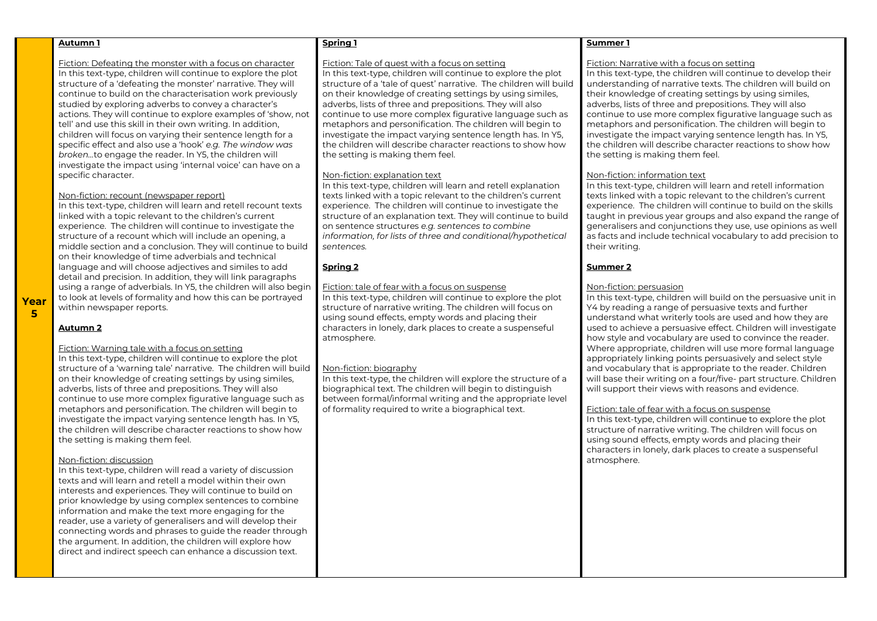## Year 5

### Autumn 1

Fiction: Defeating the monster with a focus on character

In this text-type, children will continue to explore the plot structure of a 'defeating the monster' narrative. They will continue to build on the characterisation work previously studied by exploring adverbs to convey a character's actions. They will continue to explore examples of 'show, not tell' and use this skill in their own writing. In addition, children will focus on varying their sentence length for a specific effect and also use a 'hook' *e.g. The window was broken…*to engage the reader. In Y5, the children will investigate the impact using 'internal voice' can have on a specific character.

Non-fiction: recount (newspaper report)

In this text-type, children will learn and retell recount texts linked with a topic relevant to the children's current experience. The children will continue to investigate the structure of a recount which will include an opening, a middle section and a conclusion. They will continue to build on their knowledge of time adverbials and technical language and will choose adjectives and similes to add detail and precision. In addition, they will link paragraphs using a range of adverbials. In Y5, the children will also begin to look at levels of formality and how this can be portrayed within newspaper reports.

### Autumn 2

Fiction: Warning tale with a focus on setting

In this text-type, children will continue to explore the plot structure of a 'warning tale' narrative. The children will build on their knowledge of creating settings by using similes, adverbs, lists of three and prepositions. They will also continue to use more complex figurative language such as metaphors and personification. The children will begin to investigate the impact varying sentence length has. In Y5, the children will describe character reactions to show how the setting is making them feel.

Non-fiction: discussion

In this text-type, children will read a variety of discussion texts and will learn and retell a model within their own interests and experiences. They will continue to build on prior knowledge by using complex sentences to combine information and make the text more engaging for the reader, use a variety of generalisers and will develop their connecting words and phrases to guide the reader through the argument. In addition, the children will explore how direct and indirect speech can enhance a discussion text.

### Spring 1

Fiction: Tale of quest with a focus on setting

In this text-type, children will continue to explore the plot structure of a 'tale of quest' narrative. The children will build on their knowledge of creating settings by using similes, adverbs, lists of three and prepositions. They will also continue to use more complex figurative language such as metaphors and personification. The children will begin to investigate the impact varying sentence length has. In Y5, the children will describe character reactions to show how the setting is making them feel.

Non-fiction: explanation text

In this text-type, children will learn and retell explanation texts linked with a topic relevant to the children's current experience. The children will continue to investigate the structure of an explanation text. They will continue to build on sentence structures *e.g. sentences to combine information, for lists of three and conditional/hypothetical sentences.*

### Spring 2

Fiction: tale of fear with a focus on suspense

In this text-type, children will continue to explore the plot structure of narrative writing. The children will focus on using sound effects, empty words and placing their characters in lonely, dark places to create a suspenseful atmosphere.

Non-fiction: biography

In this text-type, the children will explore the structure of a biographical text. The children will begin to distinguish between formal/informal writing and the appropriate level of formality required to write a biographical text.

### Summer 1

Fiction: Narrative with a focus on setting

In this text-type, the children will continue to develop their understanding of narrative texts. The children will build on their knowledge of creating settings by using similes, adverbs, lists of three and prepositions. They will also continue to use more complex figurative language such as metaphors and personification. The children will begin to investigate the impact varying sentence length has. In Y5, the children will describe character reactions to show how the setting is making them feel.

Non-fiction: information text

In this text-type, children will learn and retell information texts linked with a topic relevant to the children's current experience. The children will continue to build on the skills taught in previous year groups and also expand the range of generalisers and conjunctions they use, use opinions as well as facts and include technical vocabulary to add precision to their writing.

### Summer 2

Non-fiction: persuasion

In this text-type, children will build on the persuasive unit in Y4 by reading a range of persuasive texts and further understand what writerly tools are used and how they are used to achieve a persuasive effect. Children will investigate how style and vocabulary are used to convince the reader. Where appropriate, children will use more formal language appropriately linking points persuasively and select style and vocabulary that is appropriate to the reader. Children will base their writing on a four/five- part structure. Children will support their views with reasons and evidence.

Fiction: tale of fear with a focus on suspense

In this text-type, children will continue to explore the plot structure of narrative writing. The children will focus on using sound effects, empty words and placing their characters in lonely, dark places to create a suspenseful atmosphere.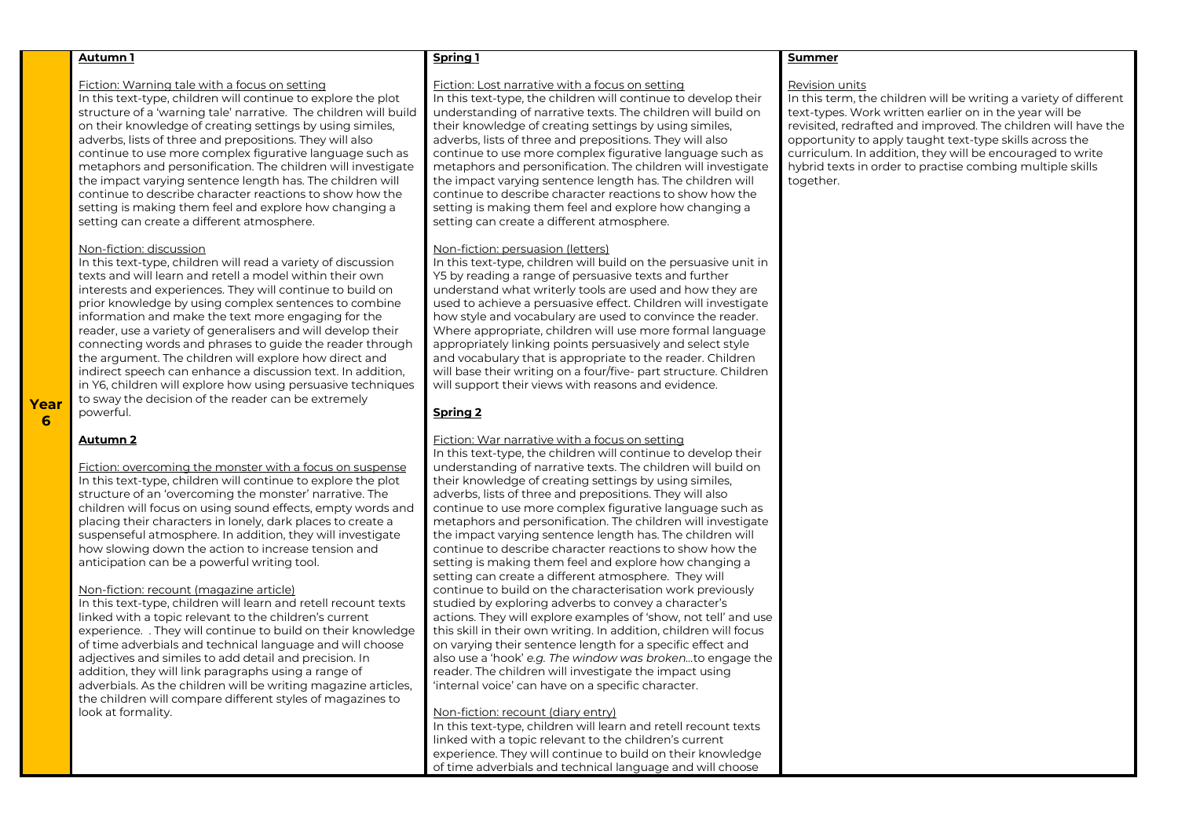## Year 6

### Autumn 1

Fiction: Warning tale with a focus on setting

In this text-type, children will continue to explore the plot structure of a 'warning tale' narrative. The children will build on their knowledge of creating settings by using similes, adverbs, lists of three and prepositions. They will also continue to use more complex figurative language such as metaphors and personification. The children will investigate the impact varying sentence length has. The children will continue to describe character reactions to show how the setting is making them feel and explore how changing a setting can create a different atmosphere.

Non-fiction: discussion

In this text-type, children will read a variety of discussion texts and will learn and retell a model within their own interests and experiences. They will continue to build on prior knowledge by using complex sentences to combine information and make the text more engaging for the reader, use a variety of generalisers and will develop their connecting words and phrases to guide the reader through the argument. The children will explore how direct and indirect speech can enhance a discussion text. In addition, in Y6, children will explore how using persuasive techniques to sway the decision of the reader can be extremely powerful.

### Autumn 2

Fiction: overcoming the monster with a focus on suspense

In this text-type, children will continue to explore the plot structure of an 'overcoming the monster' narrative. The children will focus on using sound effects, empty words and placing their characters in lonely, dark places to create a suspenseful atmosphere. In addition, they will investigate how slowing down the action to increase tension and anticipation can be a powerful writing tool.

Non-fiction: recount (magazine article)

In this text-type, children will learn and retell recount texts linked with a topic relevant to the children's current experience. . They will continue to build on their knowledge of time adverbials and technical language and will choose adjectives and similes to add detail and precision. In addition, they will link paragraphs using a range of adverbials. As the children will be writing magazine articles, the children will compare different styles of magazines to look at formality.

### Spring 1

Fiction: Lost narrative with a focus on setting

In this text-type, the children will continue to develop their understanding of narrative texts. The children will build on their knowledge of creating settings by using similes, adverbs, lists of three and prepositions. They will also continue to use more complex figurative language such as metaphors and personification. The children will investigate the impact varying sentence length has. The children will continue to describe character reactions to show how the setting is making them feel and explore how changing a setting can create a different atmosphere.

Non-fiction: persuasion (letters)

In this text-type, children will build on the persuasive unit in Y5 by reading a range of persuasive texts and further understand what writerly tools are used and how they are used to achieve a persuasive effect. Children will investigate how style and vocabulary are used to convince the reader. Where appropriate, children will use more formal language appropriately linking points persuasively and select style and vocabulary that is appropriate to the reader. Children will base their writing on a four/five- part structure. Children will support their views with reasons and evidence.

### Spring 2

Fiction: War narrative with a focus on setting

In this text-type, the children will continue to develop their understanding of narrative texts. The children will build on their knowledge of creating settings by using similes, adverbs, lists of three and prepositions. They will also continue to use more complex figurative language such as metaphors and personification. The children will investigate the impact varying sentence length has. The children will continue to describe character reactions to show how the setting is making them feel and explore how changing a setting can create a different atmosphere. They will continue to build on the characterisation work previously studied by exploring adverbs to convey a character's actions. They will explore examples of 'show, not tell' and use this skill in their own writing. In addition, children will focus on varying their sentence length for a specific effect and also use a 'hook' *e.g. The window was broken…*to engage the reader. The children will investigate the impact using 'internal voice' can have on a specific character.

Non-fiction: recount (diary entry)

In this text-type, children will learn and retell recount texts linked with a topic relevant to the children's current experience. They will continue to build on their knowledge of time adverbials and technical language and will choose

### Summer

Revision units

In this term, the children will be writing a variety of different text-types. Work written earlier on in the year will be revisited, redrafted and improved. The children will have the opportunity to apply taught text-type skills across the curriculum. In addition, they will be encouraged to write hybrid texts in order to practise combing multiple skills together.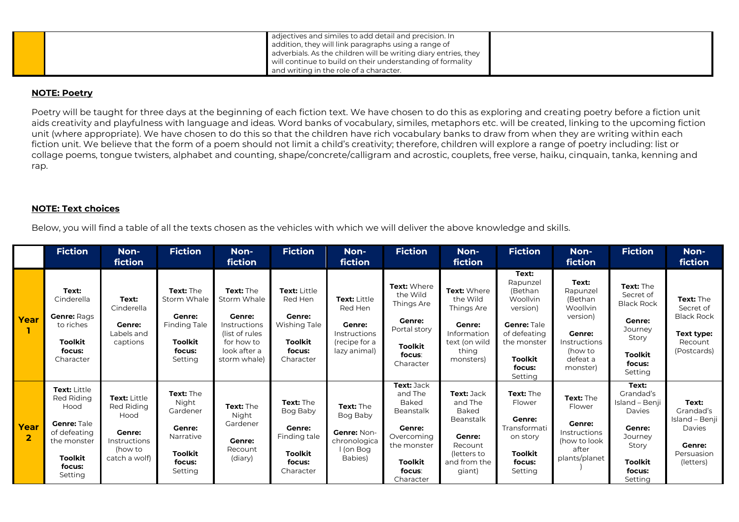| | | | |
|---|---|---|---|
| | | adjectives and similes to add detail and precision. In addition, they will link paragraphs using a range of adverbials. As the children will be writing diary entries, they will continue to build on their understanding of formality and writing in the role of a character. | |

**NOTE: Poetry**

Poetry will be taught for three days at the beginning of each fiction text. We have chosen to do this as exploring and creating poetry before a fiction unit aids creativity and playfulness with language and ideas. Word banks of vocabulary, similes, metaphors etc. will be created, linking to the upcoming fiction unit (where appropriate). We have chosen to do this so that the children have rich vocabulary banks to draw from when they are writing within each fiction unit. We believe that the form of a poem should not limit a child's creativity; therefore, children will explore a range of poetry including: list or collage poems, tongue twisters, alphabet and counting, shape/concrete/calligram and acrostic, couplets, free verse, haiku, cinquain, tanka, kenning and rap.

**NOTE: Text choices**

Below, you will find a table of all the texts chosen as the vehicles with which we will deliver the above knowledge and skills.

| | Fiction | Non-fiction | Fiction | Non-fiction | Fiction | Non-fiction | Fiction | Non-fiction | Fiction | Non-fiction | Fiction | Non-fiction |
|---|---|---|---|---|---|---|---|---|---|---|---|---|
| **Year 1** | **Text:** Cinderella<br><br>**Genre:** Rags to riches<br><br>**Toolkit focus:** Character | **Text:** Cinderella<br><br>**Genre:** Labels and captions | **Text:** The Storm Whale<br><br>**Genre:** Finding Tale<br><br>**Toolkit focus:** Setting | **Text:** The Storm Whale<br><br>**Genre:** Instructions (list of rules for how to look after a storm whale) | **Text:** Little Red Hen<br><br>**Genre:** Wishing Tale<br><br>**Toolkit focus:** Character | **Text:** Little Red Hen<br><br>**Genre:** Instructions (recipe for a lazy animal) | **Text:** Where the Wild Things Are<br><br>**Genre:** Portal story<br><br>**Toolkit focus**: Character | **Text:** Where the Wild Things Are<br><br>**Genre:** Information text (on wild thing monsters) | **Text:** Rapunzel (Bethan Woollvin version)<br><br>**Genre:** Tale of defeating the monster<br><br>**Toolkit focus:** Setting | **Text:** Rapunzel (Bethan Woollvin version)<br><br>**Genre:** Instructions (how to defeat a monster) | **Text:** The Secret of Black Rock<br><br>**Genre:** Journey Story<br><br>**Toolkit focus:** Setting | **Text:** The Secret of Black Rock<br><br>**Text type:** Recount (Postcards) |
| **Year 2** | **Text:** Little Red Riding Hood<br><br>**Genre:** Tale of defeating the monster<br><br>**Toolkit focus:** Setting | **Text:** Little Red Riding Hood<br><br>**Genre:** Instructions (how to catch a wolf) | **Text:** The Night Gardener<br><br>**Genre:** Narrative<br><br>**Toolkit focus:** Setting | **Text:** The Night Gardener<br><br>**Genre:** Recount (diary) | **Text:** The Bog Baby<br><br>**Genre:** Finding tale<br><br>**Toolkit focus:** Character | **Text:** The Bog Baby<br><br>**Genre:** Non-chronological (on Bog Babies) | **Text:** Jack and The Baked Beanstalk<br><br>**Genre:** Overcoming the monster<br><br>**Toolkit focus**: Character | **Text:** Jack and The Baked Beanstalk<br><br>**Genre:** Recount (letters to and from the giant) | **Text:** The Flower<br><br>**Genre:** Transformation story<br><br>**Toolkit focus:** Setting | **Text:** The Flower<br><br>**Genre:** Instructions (how to look after plants/planet) | **Text:** Grandad's Island – Benji Davies<br><br>**Genre:** Journey Story<br><br>**Toolkit focus:** Setting | **Text:** Grandad's Island – Benji Davies<br><br>**Genre:** Persuasion (letters) |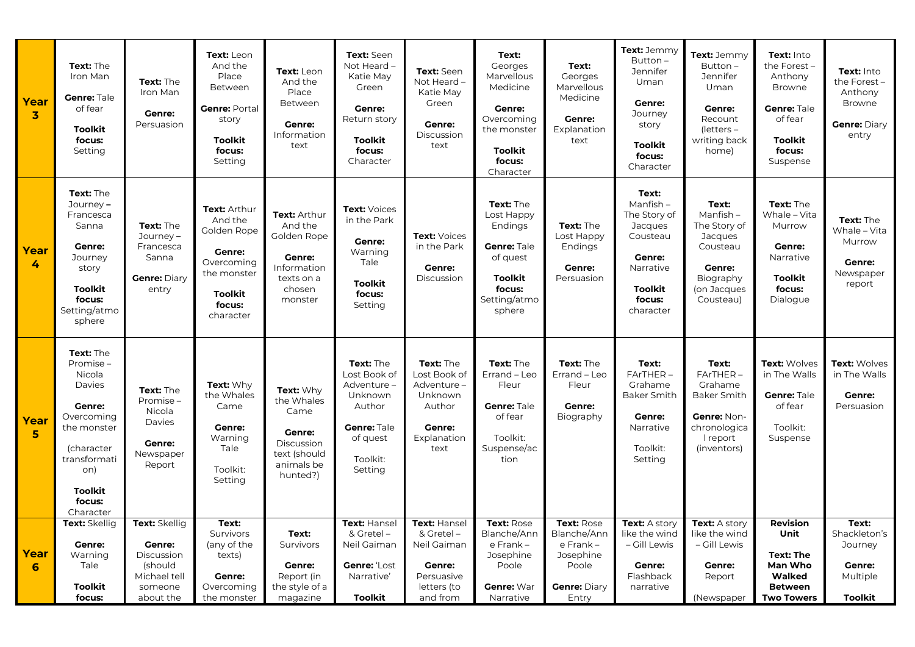| | | | | | | | | | | | | |
|---|---|---|---|---|---|---|---|---|---|---|---|---|
| **Year 3** | **Text:** The Iron Man<br><br>**Genre:** Tale of fear<br><br>**Toolkit focus:** Setting | **Text:** The Iron Man<br><br>**Genre:** Persuasion | **Text:** Leon And the Place Between<br><br>**Genre:** Portal story<br><br>**Toolkit focus:** Setting | **Text:** Leon And the Place Between<br><br>**Genre:** Information text | **Text:** Seen Not Heard – Katie May Green<br><br>**Genre:** Return story<br><br>**Toolkit focus:** Character | **Text:** Seen Not Heard – Katie May Green<br><br>**Genre:** Discussion text | **Text:** Georges Marvellous Medicine<br><br>**Genre:** Overcoming the monster<br><br>**Toolkit focus:** Character | **Text:** Georges Marvellous Medicine<br><br>**Genre:** Explanation text | **Text:** Jemmy Button – Jennifer Uman<br><br>**Genre:** Journey story<br><br>**Toolkit focus:** Character | **Text:** Jemmy Button – Jennifer Uman<br><br>**Genre:** Recount (letters – writing back home) | **Text:** Into the Forest – Anthony Browne<br><br>**Genre:** Tale of fear<br><br>**Toolkit focus:** Suspense | **Text:** Into the Forest – Anthony Browne<br><br>**Genre:** Diary entry |
| **Year 4** | **Text:** The Journey **–** Francesca Sanna<br><br>**Genre:** Journey story<br><br>**Toolkit focus:** Setting/atmosphere | **Text:** The Journey **–** Francesca Sanna<br><br>**Genre:** Diary entry | **Text:** Arthur And the Golden Rope<br><br>**Genre:** Overcoming the monster<br><br>**Toolkit focus:** character | **Text:** Arthur And the Golden Rope<br><br>**Genre:** Information texts on a chosen monster | **Text:** Voices in the Park<br><br>**Genre:** Warning Tale<br><br>**Toolkit focus:** Setting | **Text:** Voices in the Park<br><br>**Genre:** Discussion | **Text:** The Lost Happy Endings<br><br>**Genre:** Tale of quest<br><br>**Toolkit focus:** Setting/atmosphere | **Text:** The Lost Happy Endings<br><br>**Genre:** Persuasion | **Text:** Manfish – The Story of Jacques Cousteau<br><br>**Genre:** Narrative<br><br>**Toolkit focus:** character | **Text:** Manfish – The Story of Jacques Cousteau<br><br>**Genre:** Biography (on Jacques Cousteau) | **Text:** The Whale – Vita Murrow<br><br>**Genre:** Narrative<br><br>**Toolkit focus:** Dialogue | **Text:** The Whale – Vita Murrow<br><br>**Genre:** Newspaper report |
| **Year 5** | **Text:** The Promise – Nicola Davies<br><br>**Genre:** Overcoming the monster<br><br>(character transformation)<br><br>**Toolkit focus:** Character | **Text:** The Promise – Nicola Davies<br><br>**Genre:** Newspaper Report | **Text:** Why the Whales Came<br><br>**Genre:** Warning Tale<br><br>Toolkit: Setting | **Text:** Why the Whales Came<br><br>**Genre:** Discussion text (should animals be hunted?) | **Text:** The Lost Book of Adventure – Unknown Author<br><br>**Genre:** Tale of quest<br><br>Toolkit: Setting | **Text:** The Lost Book of Adventure – Unknown Author<br><br>**Genre:** Explanation text | **Text:** The Errand – Leo Fleur<br><br>**Genre:** Tale of fear<br><br>Toolkit: Suspense/action | **Text:** The Errand – Leo Fleur<br><br>**Genre:** Biography | **Text:** FArTHER – Grahame Baker Smith<br><br>**Genre:** Narrative<br><br>Toolkit: Setting | **Text:** FArTHER – Grahame Baker Smith<br><br>**Genre:** Non-chronological report (inventors) | **Text:** Wolves in The Walls<br><br>**Genre:** Tale of fear<br><br>Toolkit: Suspense | **Text:** Wolves in The Walls<br><br>**Genre:** Persuasion |
| **Year 6** | **Text:** Skellig<br><br>**Genre:** Warning Tale<br><br>**Toolkit focus:** | **Text:** Skellig<br><br>**Genre:** Discussion (should Michael tell someone about the | **Text:** Survivors (any of the texts)<br><br>**Genre:** Overcoming the monster | **Text:** Survivors<br><br>**Genre:** Report (in the style of a magazine | **Text:** Hansel & Gretel – Neil Gaiman<br><br>**Genre:** 'Lost Narrative'<br><br>**Toolkit** | **Text:** Hansel & Gretel – Neil Gaiman<br><br>**Genre:** Persuasive letters (to and from | **Text:** Rose Blanche/Anne Frank – Josephine Poole<br><br>**Genre:** War Narrative | **Text:** Rose Blanche/Anne Frank – Josephine Poole<br><br>**Genre:** Diary Entry | **Text:** A story like the wind – Gill Lewis<br><br>**Genre:** Flashback narrative | **Text:** A story like the wind – Gill Lewis<br><br>**Genre:** Report<br><br>(Newspaper | **Revision Unit**<br><br>**Text: The Man Who Walked Between Two Towers** | **Text:** Shackleton's Journey<br><br>**Genre:** Multiple<br><br>**Toolkit** |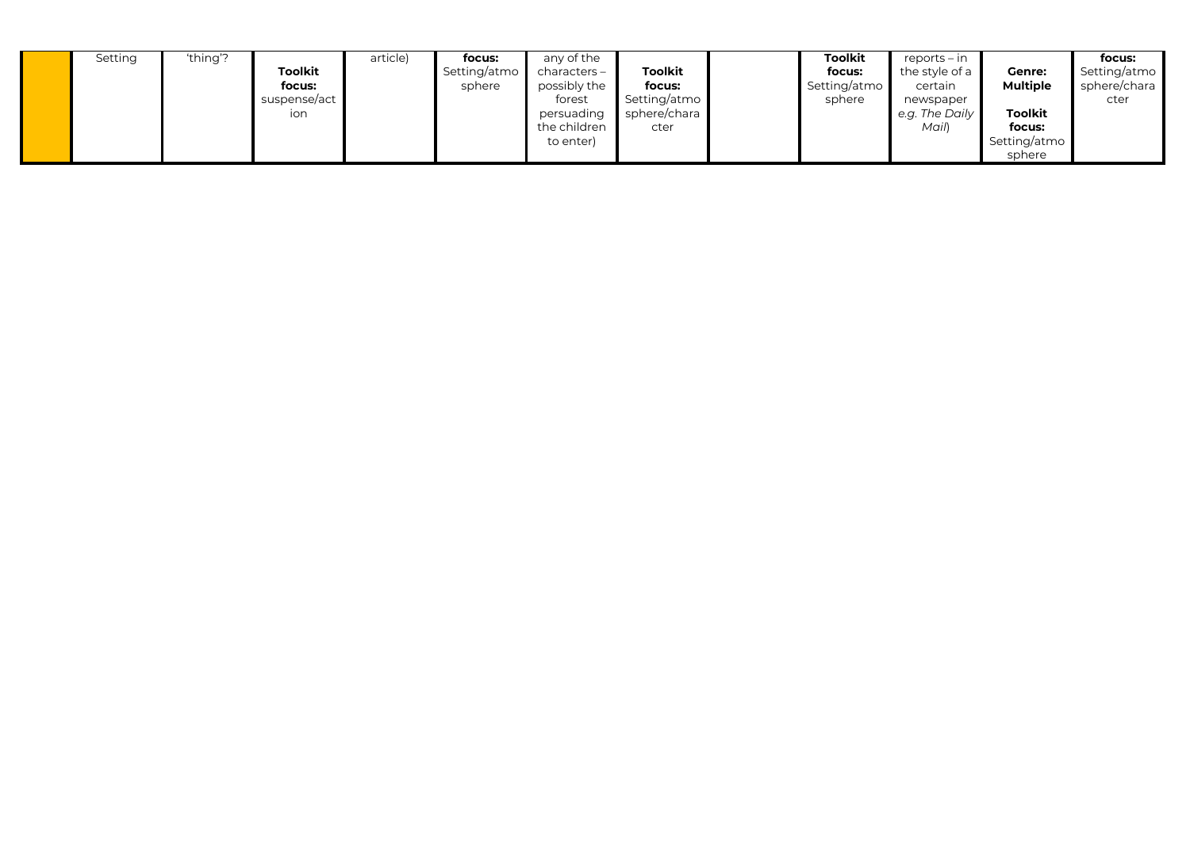| | | | | | | | | | | | | |
|---|---|---|---|---|---|---|---|---|---|---|---|---|
| | Setting | 'thing'? | **Toolkit focus:** suspense/action | article) | **focus:** Setting/atmosphere | any of the characters – possibly the forest persuading the children to enter) | **Toolkit focus:** Setting/atmosphere/character | | **Toolkit focus:** Setting/atmosphere | reports – in the style of a certain newspaper *e.g. The Daily Mail*) | **Genre: Multiple** **Toolkit focus:** Setting/atmosphere | **focus:** Setting/atmosphere/character |